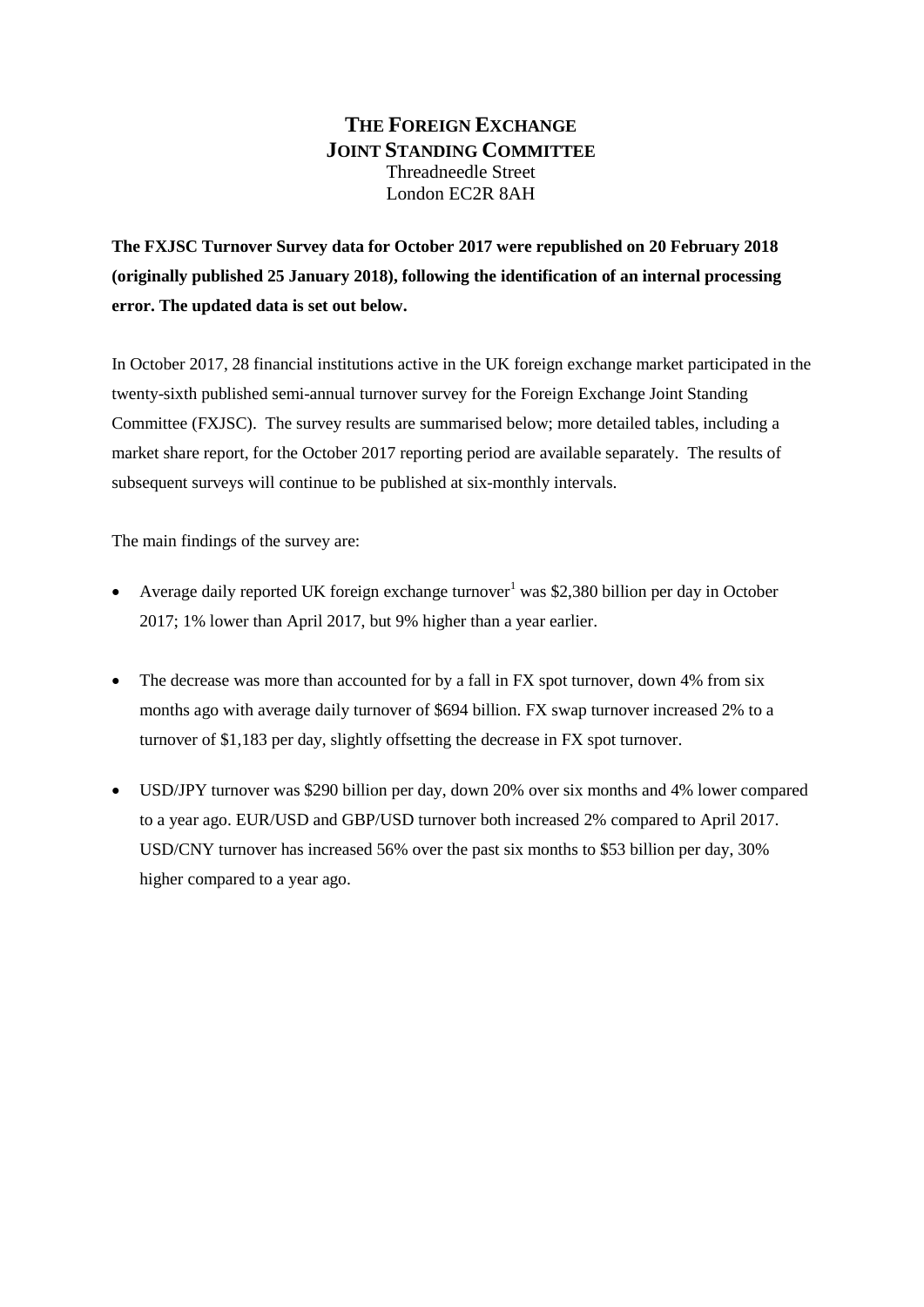# THE FOREIGN EXCHANGE JOINT STANDING COMMITTEE

Threadneedle Street
London EC2R 8AH

**The FXJSC Turnover Survey data for October 2017 were republished on 20 February 2018 (originally published 25 January 2018), following the identification of an internal processing error. The updated data is set out below.**

In October 2017, 28 financial institutions active in the UK foreign exchange market participated in the twenty-sixth published semi-annual turnover survey for the Foreign Exchange Joint Standing Committee (FXJSC). The survey results are summarised below; more detailed tables, including a market share report, for the October 2017 reporting period are available separately. The results of subsequent surveys will continue to be published at six-monthly intervals.

The main findings of the survey are:

- Average daily reported UK foreign exchange turnover[1] was $2,380 billion per day in October 2017; 1% lower than April 2017, but 9% higher than a year earlier.

- The decrease was more than accounted for by a fall in FX spot turnover, down 4% from six months ago with average daily turnover of $694 billion. FX swap turnover increased 2% to a turnover of $1,183 per day, slightly offsetting the decrease in FX spot turnover.

- USD/JPY turnover was $290 billion per day, down 20% over six months and 4% lower compared to a year ago. EUR/USD and GBP/USD turnover both increased 2% compared to April 2017. USD/CNY turnover has increased 56% over the past six months to $53 billion per day, 30% higher compared to a year ago.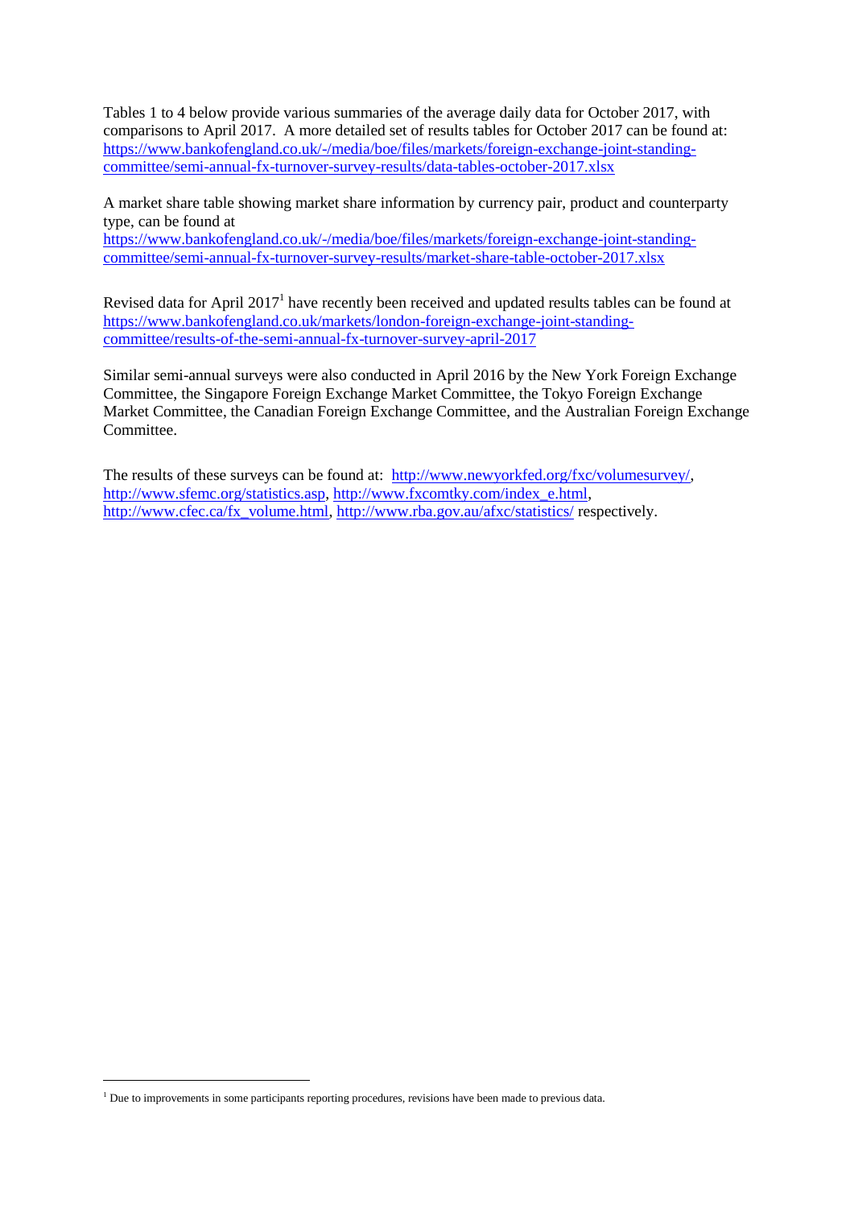Tables 1 to 4 below provide various summaries of the average daily data for October 2017, with comparisons to April 2017. A more detailed set of results tables for October 2017 can be found at: https://www.bankofengland.co.uk/-/media/boe/files/markets/foreign-exchange-joint-standing-committee/semi-annual-fx-turnover-survey-results/data-tables-october-2017.xlsx

A market share table showing market share information by currency pair, product and counterparty type, can be found at https://www.bankofengland.co.uk/-/media/boe/files/markets/foreign-exchange-joint-standing-committee/semi-annual-fx-turnover-survey-results/market-share-table-october-2017.xlsx

Revised data for April 2017[1] have recently been received and updated results tables can be found at https://www.bankofengland.co.uk/markets/london-foreign-exchange-joint-standing-committee/results-of-the-semi-annual-fx-turnover-survey-april-2017

Similar semi-annual surveys were also conducted in April 2016 by the New York Foreign Exchange Committee, the Singapore Foreign Exchange Market Committee, the Tokyo Foreign Exchange Market Committee, the Canadian Foreign Exchange Committee, and the Australian Foreign Exchange Committee.

The results of these surveys can be found at: http://www.newyorkfed.org/fxc/volumesurvey/, http://www.sfemc.org/statistics.asp, http://www.fxcomtky.com/index_e.html, http://www.cfec.ca/fx_volume.html, http://www.rba.gov.au/afxc/statistics/ respectively.

[1] Due to improvements in some participants reporting procedures, revisions have been made to previous data.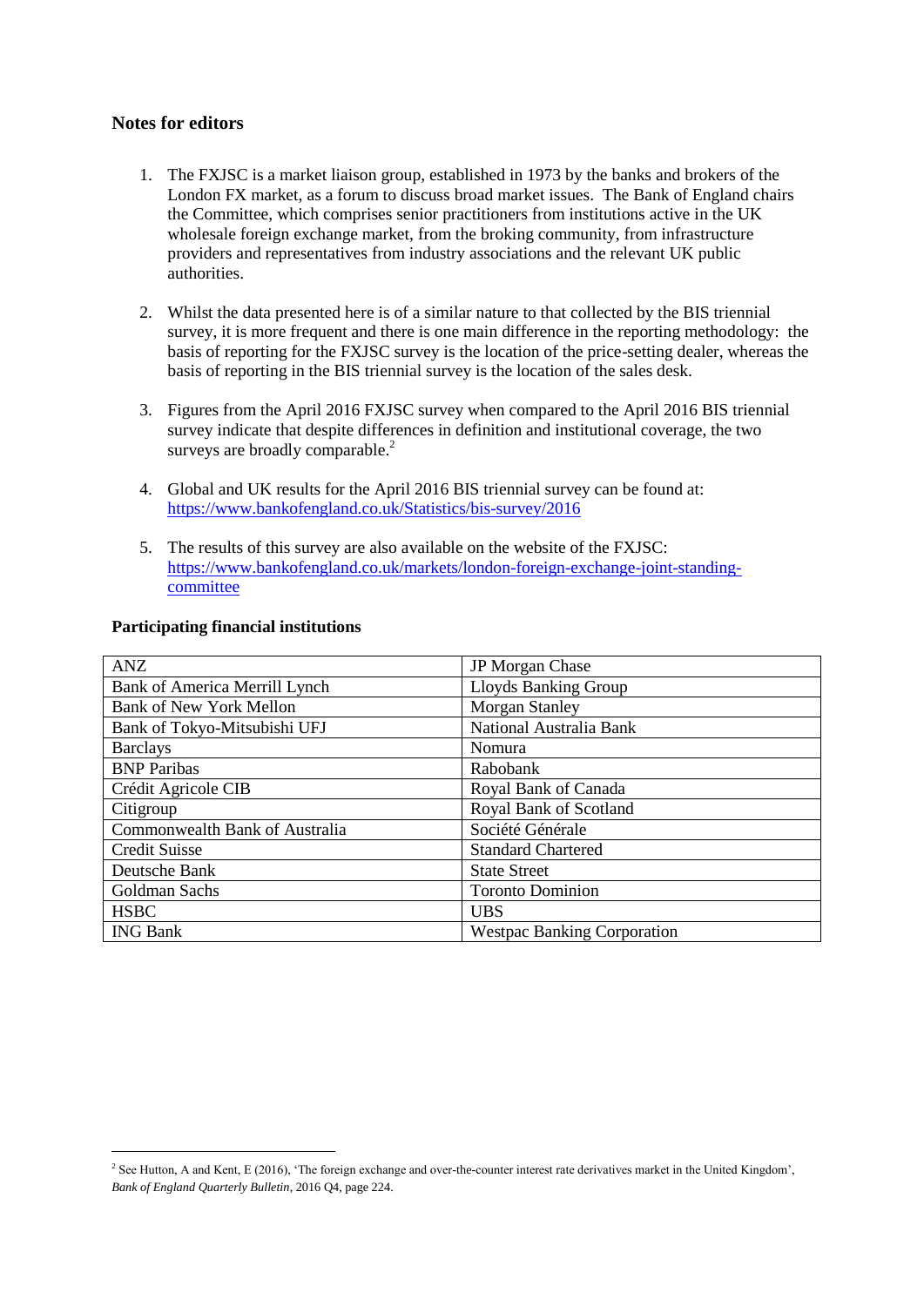### Notes for editors

1. The FXJSC is a market liaison group, established in 1973 by the banks and brokers of the London FX market, as a forum to discuss broad market issues. The Bank of England chairs the Committee, which comprises senior practitioners from institutions active in the UK wholesale foreign exchange market, from the broking community, from infrastructure providers and representatives from industry associations and the relevant UK public authorities.

2. Whilst the data presented here is of a similar nature to that collected by the BIS triennial survey, it is more frequent and there is one main difference in the reporting methodology: the basis of reporting for the FXJSC survey is the location of the price-setting dealer, whereas the basis of reporting in the BIS triennial survey is the location of the sales desk.

3. Figures from the April 2016 FXJSC survey when compared to the April 2016 BIS triennial survey indicate that despite differences in definition and institutional coverage, the two surveys are broadly comparable.[2]

4. Global and UK results for the April 2016 BIS triennial survey can be found at: https://www.bankofengland.co.uk/Statistics/bis-survey/2016

5. The results of this survey are also available on the website of the FXJSC: https://www.bankofengland.co.uk/markets/london-foreign-exchange-joint-standing-committee

### Participating financial institutions

| | |
|---|---|
| ANZ | JP Morgan Chase |
| Bank of America Merrill Lynch | Lloyds Banking Group |
| Bank of New York Mellon | Morgan Stanley |
| Bank of Tokyo-Mitsubishi UFJ | National Australia Bank |
| Barclays | Nomura |
| BNP Paribas | Rabobank |
| Crédit Agricole CIB | Royal Bank of Canada |
| Citigroup | Royal Bank of Scotland |
| Commonwealth Bank of Australia | Société Générale |
| Credit Suisse | Standard Chartered |
| Deutsche Bank | State Street |
| Goldman Sachs | Toronto Dominion |
| HSBC | UBS |
| ING Bank | Westpac Banking Corporation |

[2] See Hutton, A and Kent, E (2016), 'The foreign exchange and over-the-counter interest rate derivatives market in the United Kingdom', *Bank of England Quarterly Bulletin*, 2016 Q4, page 224.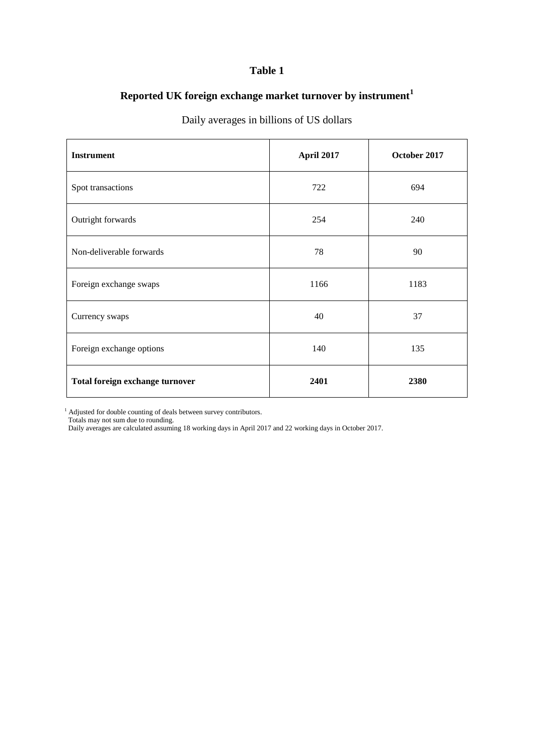# Table 1

## Reported UK foreign exchange market turnover by instrument[1]

Daily averages in billions of US dollars

| **Instrument** | **April 2017** | **October 2017** |
|---|---|---|
| Spot transactions | 722 | 694 |
| Outright forwards | 254 | 240 |
| Non-deliverable forwards | 78 | 90 |
| Foreign exchange swaps | 1166 | 1183 |
| Currency swaps | 40 | 37 |
| Foreign exchange options | 140 | 135 |
| **Total foreign exchange turnover** | **2401** | **2380** |

[1] Adjusted for double counting of deals between survey contributors.
Totals may not sum due to rounding.
Daily averages are calculated assuming 18 working days in April 2017 and 22 working days in October 2017.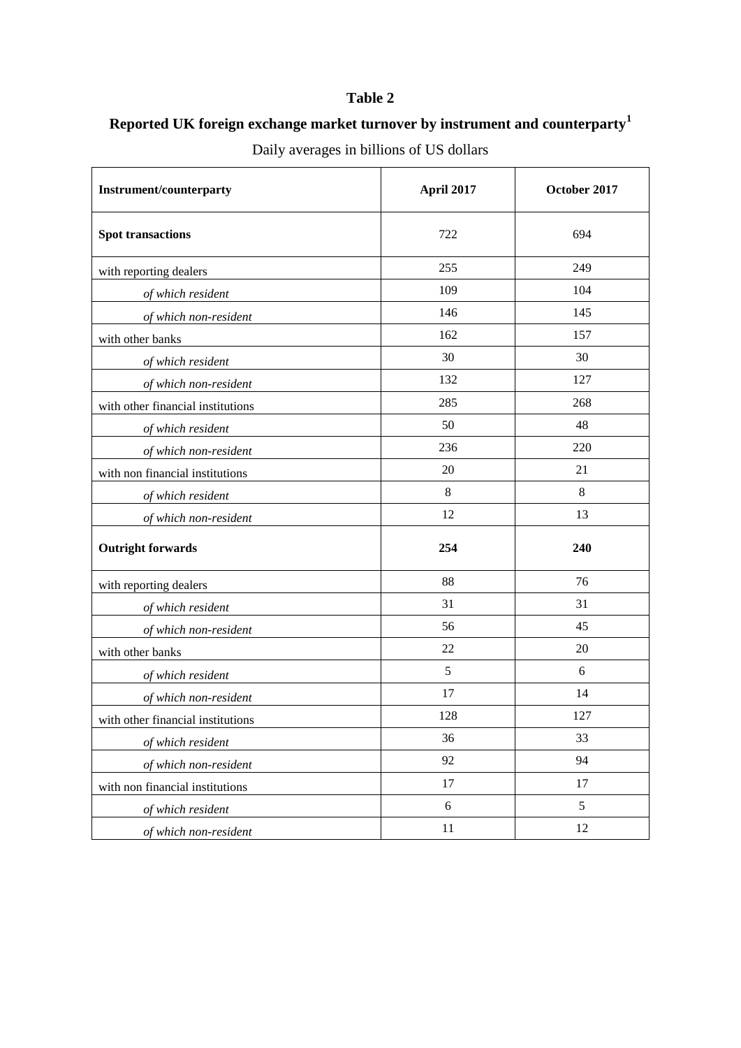# Table 2

## Reported UK foreign exchange market turnover by instrument and counterparty[1]

Daily averages in billions of US dollars

| Instrument/counterparty | April 2017 | October 2017 |
|---|---|---|
| **Spot transactions** | 722 | 694 |
| with reporting dealers | 255 | 249 |
| *of which resident* | 109 | 104 |
| *of which non-resident* | 146 | 145 |
| with other banks | 162 | 157 |
| *of which resident* | 30 | 30 |
| *of which non-resident* | 132 | 127 |
| with other financial institutions | 285 | 268 |
| *of which resident* | 50 | 48 |
| *of which non-resident* | 236 | 220 |
| with non financial institutions | 20 | 21 |
| *of which resident* | 8 | 8 |
| *of which non-resident* | 12 | 13 |
| **Outright forwards** | **254** | **240** |
| with reporting dealers | 88 | 76 |
| *of which resident* | 31 | 31 |
| *of which non-resident* | 56 | 45 |
| with other banks | 22 | 20 |
| *of which resident* | 5 | 6 |
| *of which non-resident* | 17 | 14 |
| with other financial institutions | 128 | 127 |
| *of which resident* | 36 | 33 |
| *of which non-resident* | 92 | 94 |
| with non financial institutions | 17 | 17 |
| *of which resident* | 6 | 5 |
| *of which non-resident* | 11 | 12 |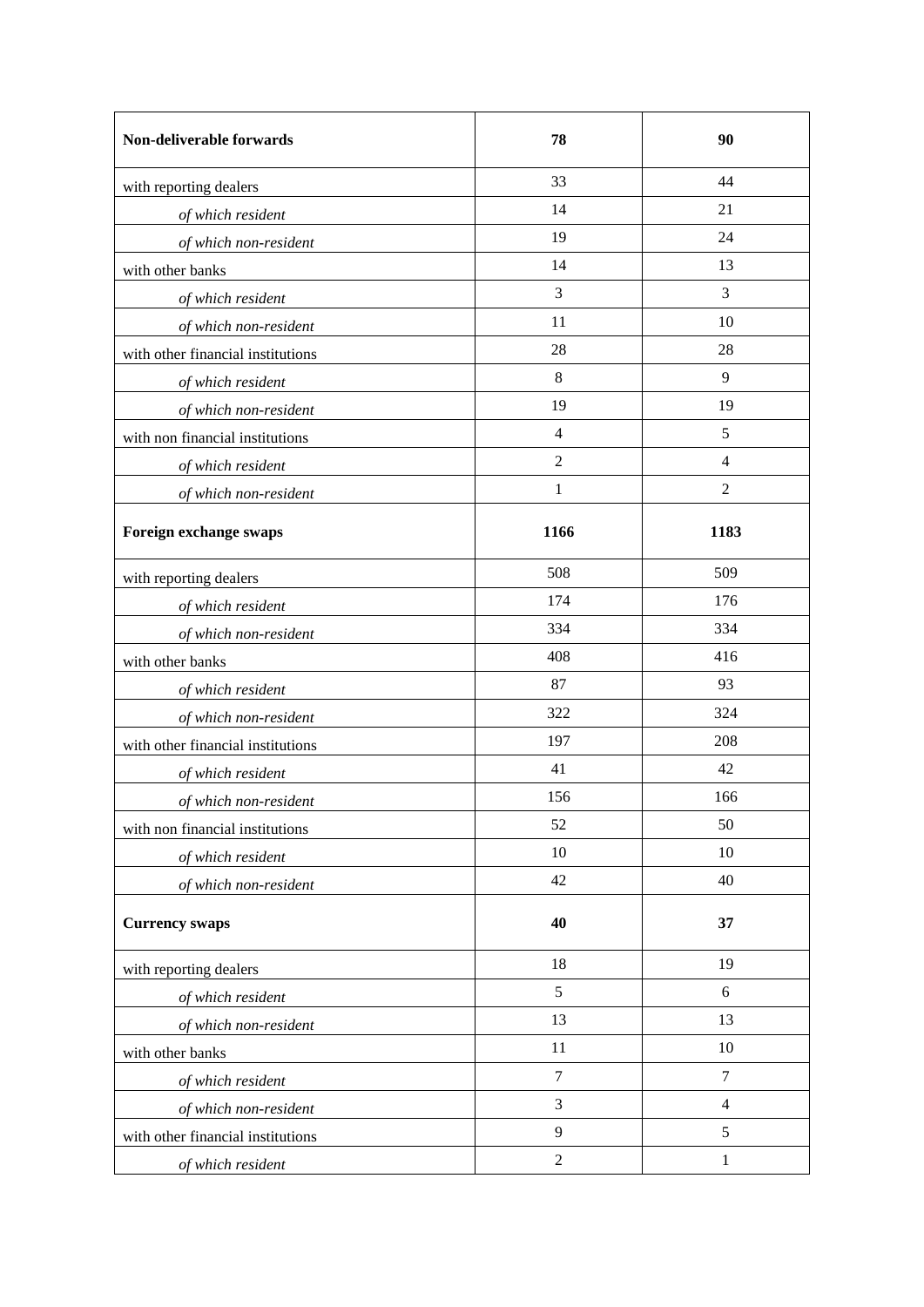| **Non-deliverable forwards** | **78** | **90** |
|---|---|---|
| with reporting dealers | 33 | 44 |
| *of which resident* | 14 | 21 |
| *of which non-resident* | 19 | 24 |
| with other banks | 14 | 13 |
| *of which resident* | 3 | 3 |
| *of which non-resident* | 11 | 10 |
| with other financial institutions | 28 | 28 |
| *of which resident* | 8 | 9 |
| *of which non-resident* | 19 | 19 |
| with non financial institutions | 4 | 5 |
| *of which resident* | 2 | 4 |
| *of which non-resident* | 1 | 2 |
| **Foreign exchange swaps** | **1166** | **1183** |
| with reporting dealers | 508 | 509 |
| *of which resident* | 174 | 176 |
| *of which non-resident* | 334 | 334 |
| with other banks | 408 | 416 |
| *of which resident* | 87 | 93 |
| *of which non-resident* | 322 | 324 |
| with other financial institutions | 197 | 208 |
| *of which resident* | 41 | 42 |
| *of which non-resident* | 156 | 166 |
| with non financial institutions | 52 | 50 |
| *of which resident* | 10 | 10 |
| *of which non-resident* | 42 | 40 |
| **Currency swaps** | **40** | **37** |
| with reporting dealers | 18 | 19 |
| *of which resident* | 5 | 6 |
| *of which non-resident* | 13 | 13 |
| with other banks | 11 | 10 |
| *of which resident* | 7 | 7 |
| *of which non-resident* | 3 | 4 |
| with other financial institutions | 9 | 5 |
| *of which resident* | 2 | 1 |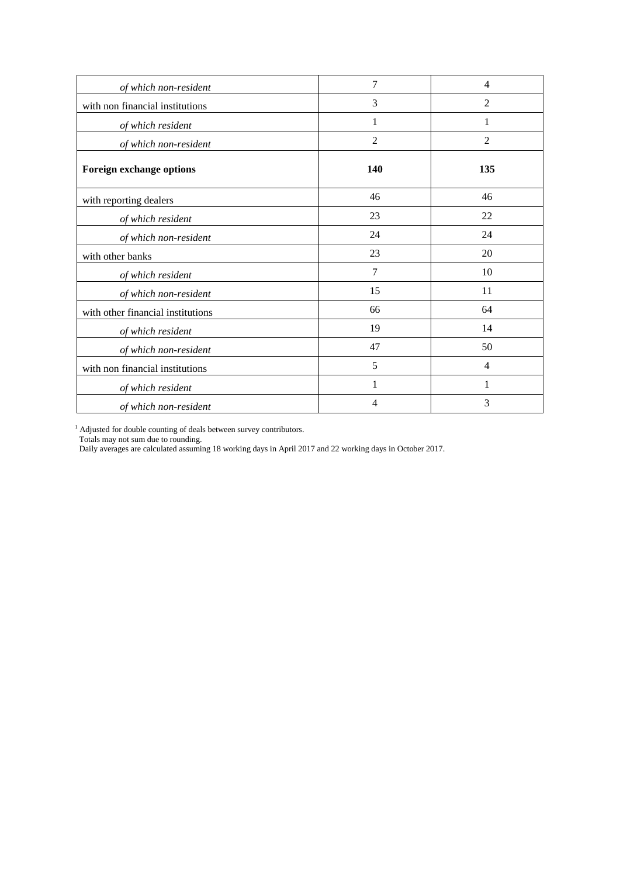| | | |
|---|---|---|
| *of which non-resident* | 7 | 4 |
| with non financial institutions | 3 | 2 |
| *of which resident* | 1 | 1 |
| *of which non-resident* | 2 | 2 |
| **Foreign exchange options** | **140** | **135** |
| with reporting dealers | 46 | 46 |
| *of which resident* | 23 | 22 |
| *of which non-resident* | 24 | 24 |
| with other banks | 23 | 20 |
| *of which resident* | 7 | 10 |
| *of which non-resident* | 15 | 11 |
| with other financial institutions | 66 | 64 |
| *of which resident* | 19 | 14 |
| *of which non-resident* | 47 | 50 |
| with non financial institutions | 5 | 4 |
| *of which resident* | 1 | 1 |
| *of which non-resident* | 4 | 3 |

[1] Adjusted for double counting of deals between survey contributors.
Totals may not sum due to rounding.
Daily averages are calculated assuming 18 working days in April 2017 and 22 working days in October 2017.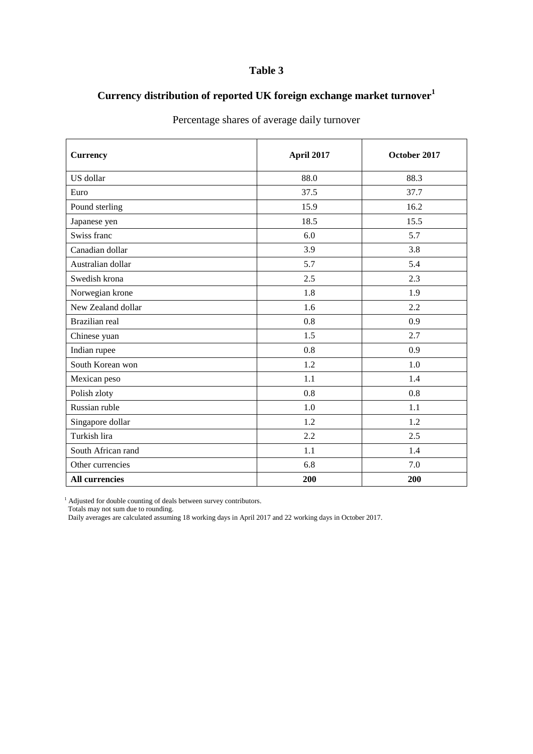# Table 3

## Currency distribution of reported UK foreign exchange market turnover[1]

Percentage shares of average daily turnover

| Currency | April 2017 | October 2017 |
|---|---|---|
| US dollar | 88.0 | 88.3 |
| Euro | 37.5 | 37.7 |
| Pound sterling | 15.9 | 16.2 |
| Japanese yen | 18.5 | 15.5 |
| Swiss franc | 6.0 | 5.7 |
| Canadian dollar | 3.9 | 3.8 |
| Australian dollar | 5.7 | 5.4 |
| Swedish krona | 2.5 | 2.3 |
| Norwegian krone | 1.8 | 1.9 |
| New Zealand dollar | 1.6 | 2.2 |
| Brazilian real | 0.8 | 0.9 |
| Chinese yuan | 1.5 | 2.7 |
| Indian rupee | 0.8 | 0.9 |
| South Korean won | 1.2 | 1.0 |
| Mexican peso | 1.1 | 1.4 |
| Polish zloty | 0.8 | 0.8 |
| Russian ruble | 1.0 | 1.1 |
| Singapore dollar | 1.2 | 1.2 |
| Turkish lira | 2.2 | 2.5 |
| South African rand | 1.1 | 1.4 |
| Other currencies | 6.8 | 7.0 |
| **All currencies** | **200** | **200** |

[1] Adjusted for double counting of deals between survey contributors.
Totals may not sum due to rounding.
Daily averages are calculated assuming 18 working days in April 2017 and 22 working days in October 2017.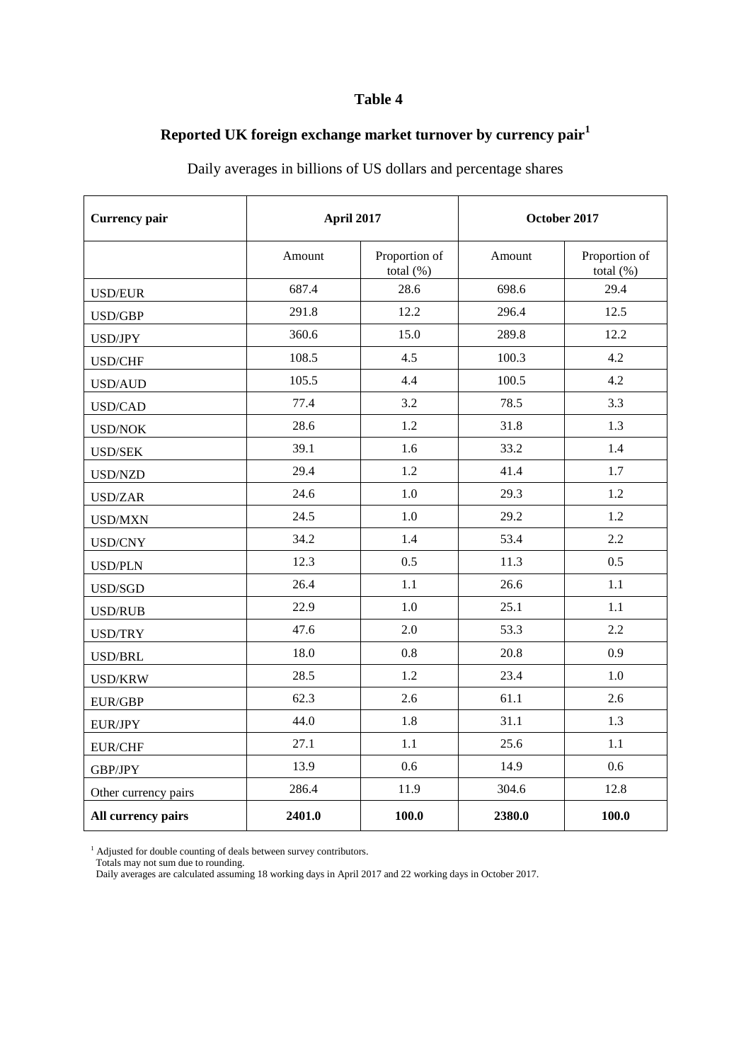# Table 4

## Reported UK foreign exchange market turnover by currency pair[1]

Daily averages in billions of US dollars and percentage shares

| Currency pair | April 2017 | | October 2017 | |
|---|---|---|---|---|
| | Amount | Proportion of total (%) | Amount | Proportion of total (%) |
| USD/EUR | 687.4 | 28.6 | 698.6 | 29.4 |
| USD/GBP | 291.8 | 12.2 | 296.4 | 12.5 |
| USD/JPY | 360.6 | 15.0 | 289.8 | 12.2 |
| USD/CHF | 108.5 | 4.5 | 100.3 | 4.2 |
| USD/AUD | 105.5 | 4.4 | 100.5 | 4.2 |
| USD/CAD | 77.4 | 3.2 | 78.5 | 3.3 |
| USD/NOK | 28.6 | 1.2 | 31.8 | 1.3 |
| USD/SEK | 39.1 | 1.6 | 33.2 | 1.4 |
| USD/NZD | 29.4 | 1.2 | 41.4 | 1.7 |
| USD/ZAR | 24.6 | 1.0 | 29.3 | 1.2 |
| USD/MXN | 24.5 | 1.0 | 29.2 | 1.2 |
| USD/CNY | 34.2 | 1.4 | 53.4 | 2.2 |
| USD/PLN | 12.3 | 0.5 | 11.3 | 0.5 |
| USD/SGD | 26.4 | 1.1 | 26.6 | 1.1 |
| USD/RUB | 22.9 | 1.0 | 25.1 | 1.1 |
| USD/TRY | 47.6 | 2.0 | 53.3 | 2.2 |
| USD/BRL | 18.0 | 0.8 | 20.8 | 0.9 |
| USD/KRW | 28.5 | 1.2 | 23.4 | 1.0 |
| EUR/GBP | 62.3 | 2.6 | 61.1 | 2.6 |
| EUR/JPY | 44.0 | 1.8 | 31.1 | 1.3 |
| EUR/CHF | 27.1 | 1.1 | 25.6 | 1.1 |
| GBP/JPY | 13.9 | 0.6 | 14.9 | 0.6 |
| Other currency pairs | 286.4 | 11.9 | 304.6 | 12.8 |
| **All currency pairs** | **2401.0** | **100.0** | **2380.0** | **100.0** |

[1] Adjusted for double counting of deals between survey contributors.
Totals may not sum due to rounding.
Daily averages are calculated assuming 18 working days in April 2017 and 22 working days in October 2017.